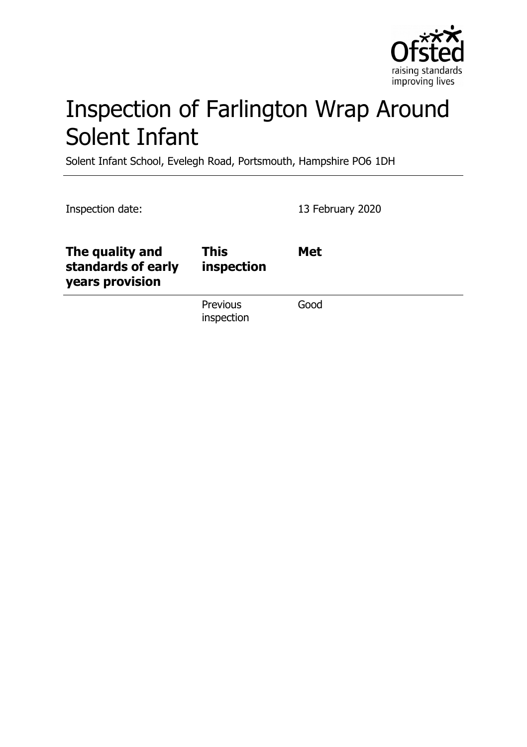# Inspection of Farlington Wrap Around Solent Infant

Solent Infant School, Evelegh Road, Portsmouth, Hampshire PO6 1DH

Inspection date: 13 February 2020

| The quality and standards of early years provision | This inspection | Met |
| --- | --- | --- |
| | Previous inspection | Good |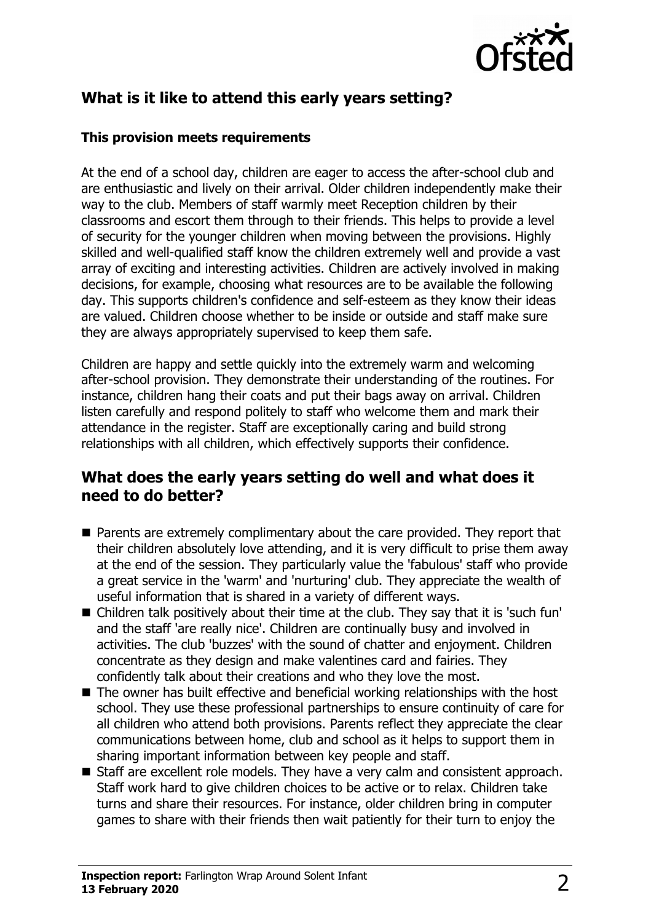## What is it like to attend this early years setting?

### This provision meets requirements

At the end of a school day, children are eager to access the after-school club and are enthusiastic and lively on their arrival. Older children independently make their way to the club. Members of staff warmly meet Reception children by their classrooms and escort them through to their friends. This helps to provide a level of security for the younger children when moving between the provisions. Highly skilled and well-qualified staff know the children extremely well and provide a vast array of exciting and interesting activities. Children are actively involved in making decisions, for example, choosing what resources are to be available the following day. This supports children's confidence and self-esteem as they know their ideas are valued. Children choose whether to be inside or outside and staff make sure they are always appropriately supervised to keep them safe.

Children are happy and settle quickly into the extremely warm and welcoming after-school provision. They demonstrate their understanding of the routines. For instance, children hang their coats and put their bags away on arrival. Children listen carefully and respond politely to staff who welcome them and mark their attendance in the register. Staff are exceptionally caring and build strong relationships with all children, which effectively supports their confidence.

## What does the early years setting do well and what does it need to do better?

- Parents are extremely complimentary about the care provided. They report that their children absolutely love attending, and it is very difficult to prise them away at the end of the session. They particularly value the 'fabulous' staff who provide a great service in the 'warm' and 'nurturing' club. They appreciate the wealth of useful information that is shared in a variety of different ways.
- Children talk positively about their time at the club. They say that it is 'such fun' and the staff 'are really nice'. Children are continually busy and involved in activities. The club 'buzzes' with the sound of chatter and enjoyment. Children concentrate as they design and make valentines card and fairies. They confidently talk about their creations and who they love the most.
- The owner has built effective and beneficial working relationships with the host school. They use these professional partnerships to ensure continuity of care for all children who attend both provisions. Parents reflect they appreciate the clear communications between home, club and school as it helps to support them in sharing important information between key people and staff.
- Staff are excellent role models. They have a very calm and consistent approach. Staff work hard to give children choices to be active or to relax. Children take turns and share their resources. For instance, older children bring in computer games to share with their friends then wait patiently for their turn to enjoy the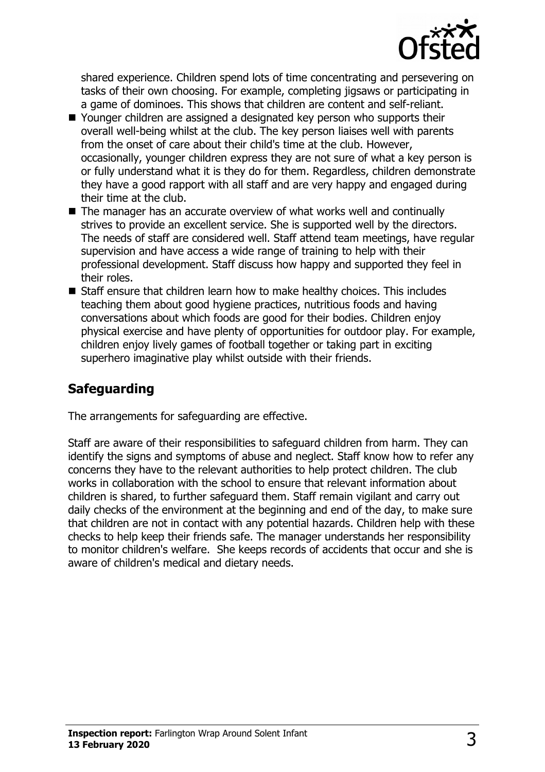shared experience. Children spend lots of time concentrating and persevering on tasks of their own choosing. For example, completing jigsaws or participating in a game of dominoes. This shows that children are content and self-reliant.

- Younger children are assigned a designated key person who supports their overall well-being whilst at the club. The key person liaises well with parents from the onset of care about their child's time at the club. However, occasionally, younger children express they are not sure of what a key person is or fully understand what it is they do for them. Regardless, children demonstrate they have a good rapport with all staff and are very happy and engaged during their time at the club.
- The manager has an accurate overview of what works well and continually strives to provide an excellent service. She is supported well by the directors. The needs of staff are considered well. Staff attend team meetings, have regular supervision and have access a wide range of training to help with their professional development. Staff discuss how happy and supported they feel in their roles.
- Staff ensure that children learn how to make healthy choices. This includes teaching them about good hygiene practices, nutritious foods and having conversations about which foods are good for their bodies. Children enjoy physical exercise and have plenty of opportunities for outdoor play. For example, children enjoy lively games of football together or taking part in exciting superhero imaginative play whilst outside with their friends.

## Safeguarding

The arrangements for safeguarding are effective.

Staff are aware of their responsibilities to safeguard children from harm. They can identify the signs and symptoms of abuse and neglect. Staff know how to refer any concerns they have to the relevant authorities to help protect children. The club works in collaboration with the school to ensure that relevant information about children is shared, to further safeguard them. Staff remain vigilant and carry out daily checks of the environment at the beginning and end of the day, to make sure that children are not in contact with any potential hazards. Children help with these checks to help keep their friends safe. The manager understands her responsibility to monitor children's welfare. She keeps records of accidents that occur and she is aware of children's medical and dietary needs.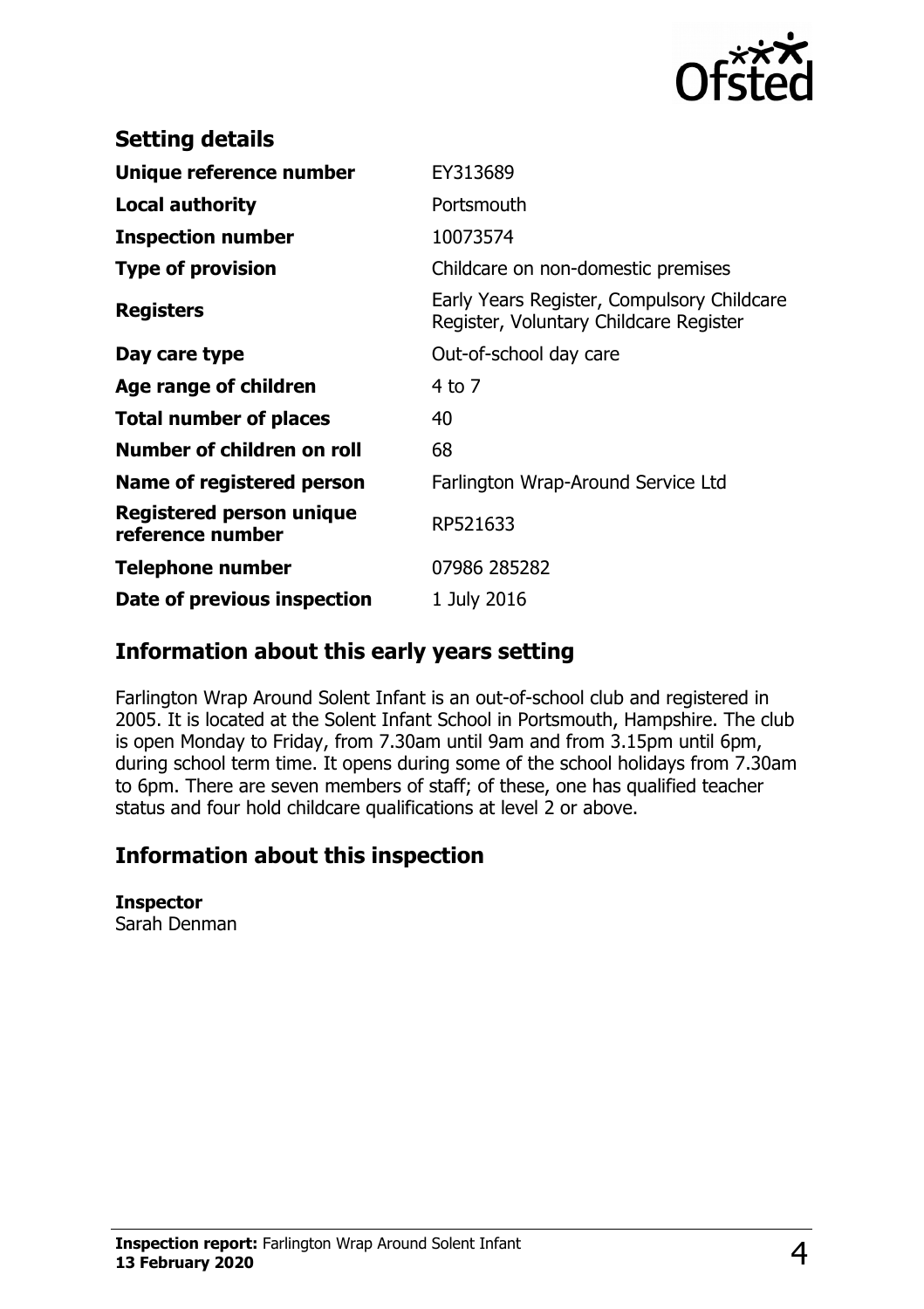## Setting details

| | |
|---|---|
| **Unique reference number** | EY313689 |
| **Local authority** | Portsmouth |
| **Inspection number** | 10073574 |
| **Type of provision** | Childcare on non-domestic premises |
| **Registers** | Early Years Register, Compulsory Childcare Register, Voluntary Childcare Register |
| **Day care type** | Out-of-school day care |
| **Age range of children** | 4 to 7 |
| **Total number of places** | 40 |
| **Number of children on roll** | 68 |
| **Name of registered person** | Farlington Wrap-Around Service Ltd |
| **Registered person unique reference number** | RP521633 |
| **Telephone number** | 07986 285282 |
| **Date of previous inspection** | 1 July 2016 |

## Information about this early years setting

Farlington Wrap Around Solent Infant is an out-of-school club and registered in 2005. It is located at the Solent Infant School in Portsmouth, Hampshire. The club is open Monday to Friday, from 7.30am until 9am and from 3.15pm until 6pm, during school term time. It opens during some of the school holidays from 7.30am to 6pm. There are seven members of staff; of these, one has qualified teacher status and four hold childcare qualifications at level 2 or above.

## Information about this inspection

**Inspector**
Sarah Denman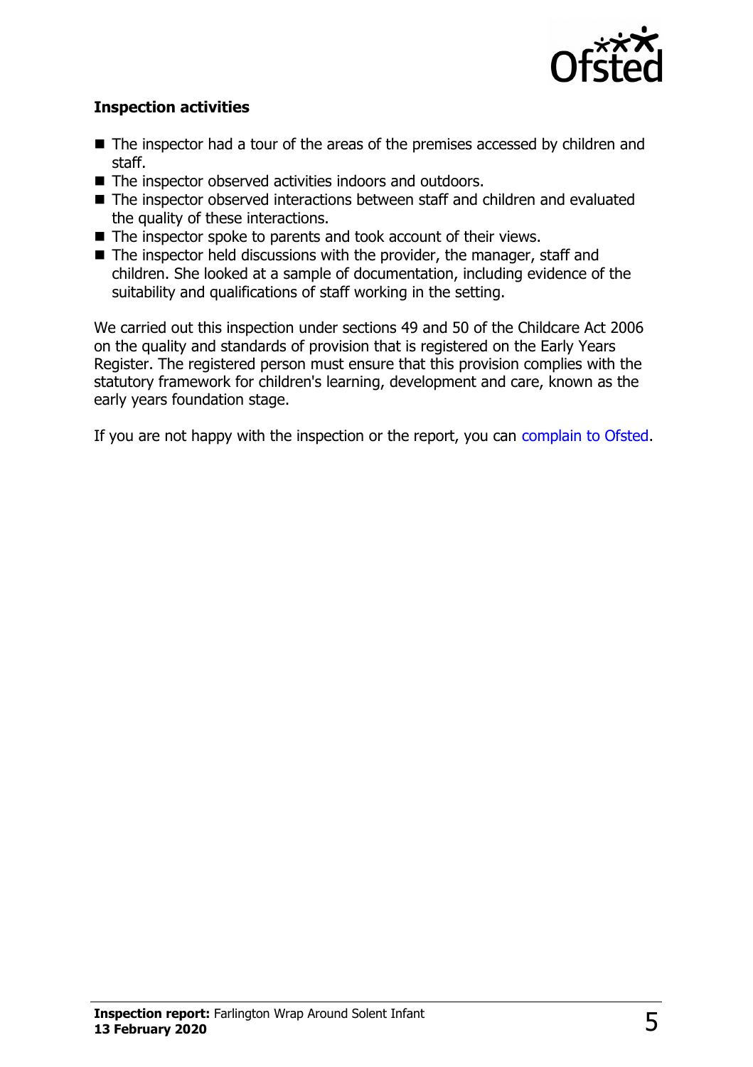**Inspection activities**

- The inspector had a tour of the areas of the premises accessed by children and staff.
- The inspector observed activities indoors and outdoors.
- The inspector observed interactions between staff and children and evaluated the quality of these interactions.
- The inspector spoke to parents and took account of their views.
- The inspector held discussions with the provider, the manager, staff and children. She looked at a sample of documentation, including evidence of the suitability and qualifications of staff working in the setting.

We carried out this inspection under sections 49 and 50 of the Childcare Act 2006 on the quality and standards of provision that is registered on the Early Years Register. The registered person must ensure that this provision complies with the statutory framework for children's learning, development and care, known as the early years foundation stage.

If you are not happy with the inspection or the report, you can complain to Ofsted.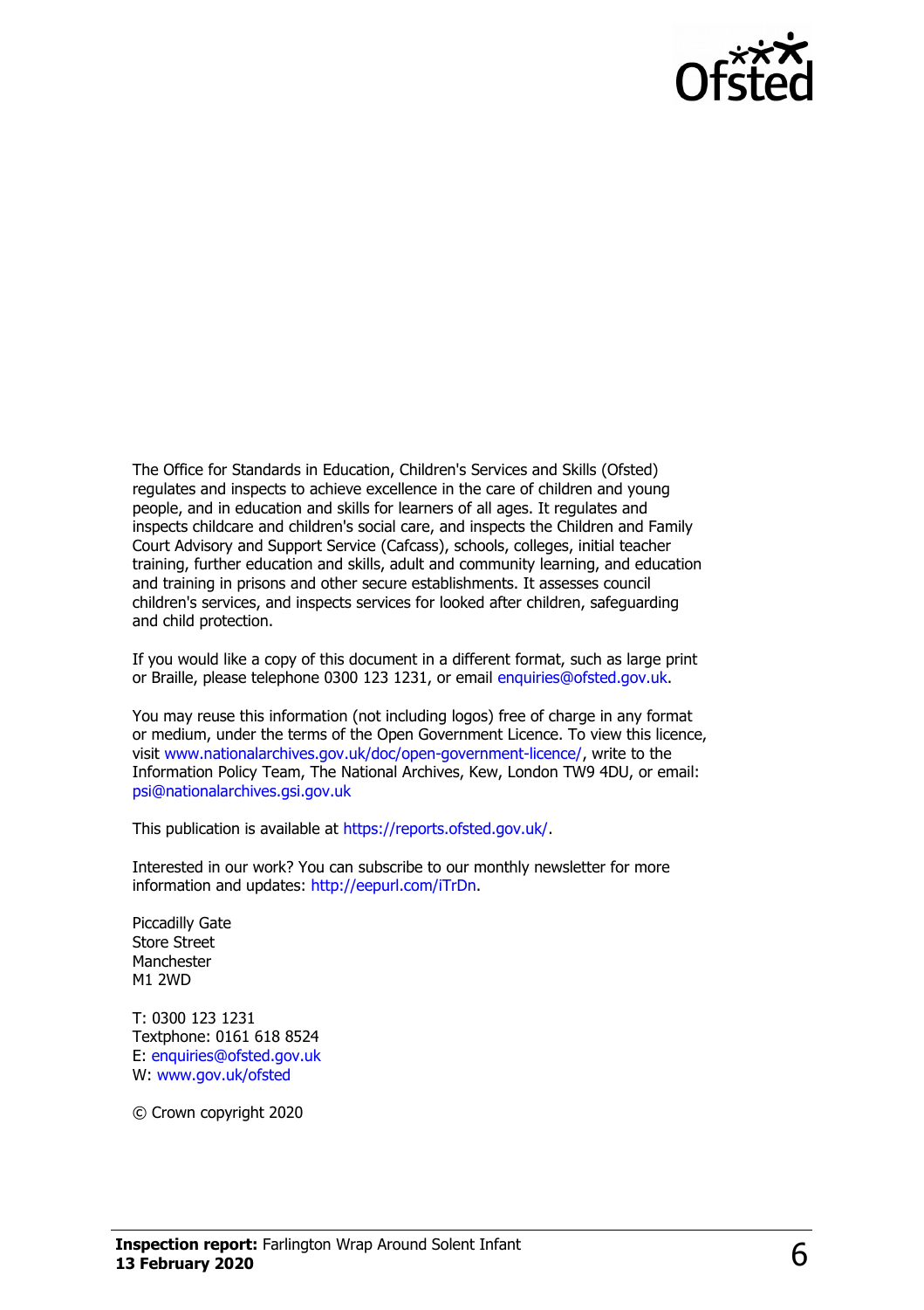The Office for Standards in Education, Children's Services and Skills (Ofsted) regulates and inspects to achieve excellence in the care of children and young people, and in education and skills for learners of all ages. It regulates and inspects childcare and children's social care, and inspects the Children and Family Court Advisory and Support Service (Cafcass), schools, colleges, initial teacher training, further education and skills, adult and community learning, and education and training in prisons and other secure establishments. It assesses council children's services, and inspects services for looked after children, safeguarding and child protection.

If you would like a copy of this document in a different format, such as large print or Braille, please telephone 0300 123 1231, or email enquiries@ofsted.gov.uk.

You may reuse this information (not including logos) free of charge in any format or medium, under the terms of the Open Government Licence. To view this licence, visit www.nationalarchives.gov.uk/doc/open-government-licence/, write to the Information Policy Team, The National Archives, Kew, London TW9 4DU, or email: psi@nationalarchives.gsi.gov.uk

This publication is available at https://reports.ofsted.gov.uk/.

Interested in our work? You can subscribe to our monthly newsletter for more information and updates: http://eepurl.com/iTrDn.

Piccadilly Gate
Store Street
Manchester
M1 2WD

T: 0300 123 1231
Textphone: 0161 618 8524
E: enquiries@ofsted.gov.uk
W: www.gov.uk/ofsted

© Crown copyright 2020